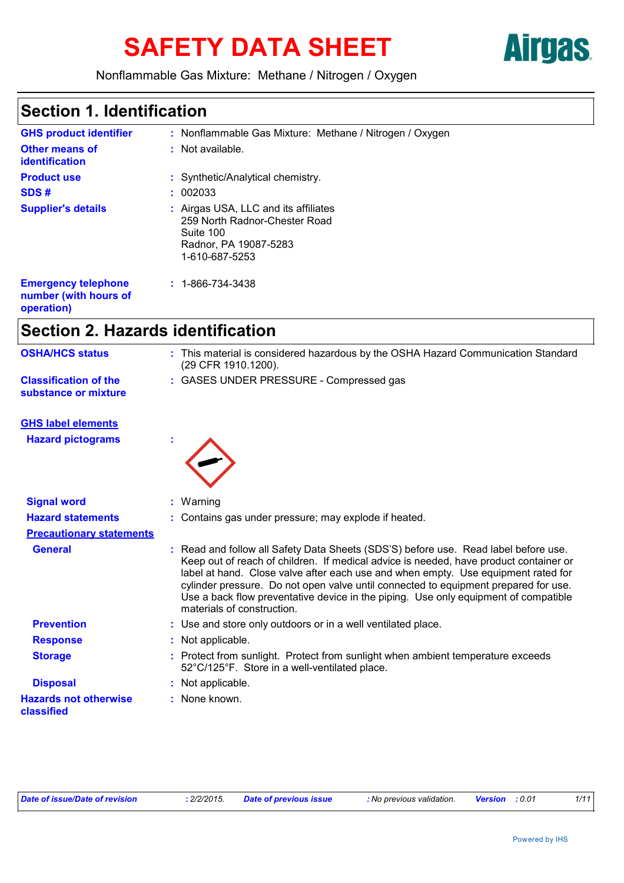# SAFETY DATA SHEET

Nonflammable Gas Mixture: Methane / Nitrogen / Oxygen

## Section 1. Identification

| | |
|---|---|
| **GHS product identifier** | : Nonflammable Gas Mixture: Methane / Nitrogen / Oxygen |
| **Other means of identification** | : Not available. |
| **Product use** | : Synthetic/Analytical chemistry. |
| **SDS #** | : 002033 |
| **Supplier's details** | : Airgas USA, LLC and its affiliates<br>259 North Radnor-Chester Road<br>Suite 100<br>Radnor, PA 19087-5283<br>1-610-687-5253 |
| **Emergency telephone number (with hours of operation)** | : 1-866-734-3438 |

## Section 2. Hazards identification

| | |
|---|---|
| **OSHA/HCS status** | : This material is considered hazardous by the OSHA Hazard Communication Standard (29 CFR 1910.1200). |
| **Classification of the substance or mixture** | : GASES UNDER PRESSURE - Compressed gas |

**GHS label elements**

| | |
|---|---|
| **Hazard pictograms** | : |
| **Signal word** | : Warning |
| **Hazard statements** | : Contains gas under pressure; may explode if heated. |

**Precautionary statements**

| | |
|---|---|
| **General** | : Read and follow all Safety Data Sheets (SDS'S) before use. Read label before use. Keep out of reach of children. If medical advice is needed, have product container or label at hand. Close valve after each use and when empty. Use equipment rated for cylinder pressure. Do not open valve until connected to equipment prepared for use. Use a back flow preventative device in the piping. Use only equipment of compatible materials of construction. |
| **Prevention** | : Use and store only outdoors or in a well ventilated place. |
| **Response** | : Not applicable. |
| **Storage** | : Protect from sunlight. Protect from sunlight when ambient temperature exceeds 52°C/125°F. Store in a well-ventilated place. |
| **Disposal** | : Not applicable. |
| **Hazards not otherwise classified** | : None known. |

| Date of issue/Date of revision | : 2/2/2015. | Date of previous issue | : No previous validation. | Version | : 0.01 |
|---|---|---|---|---|---|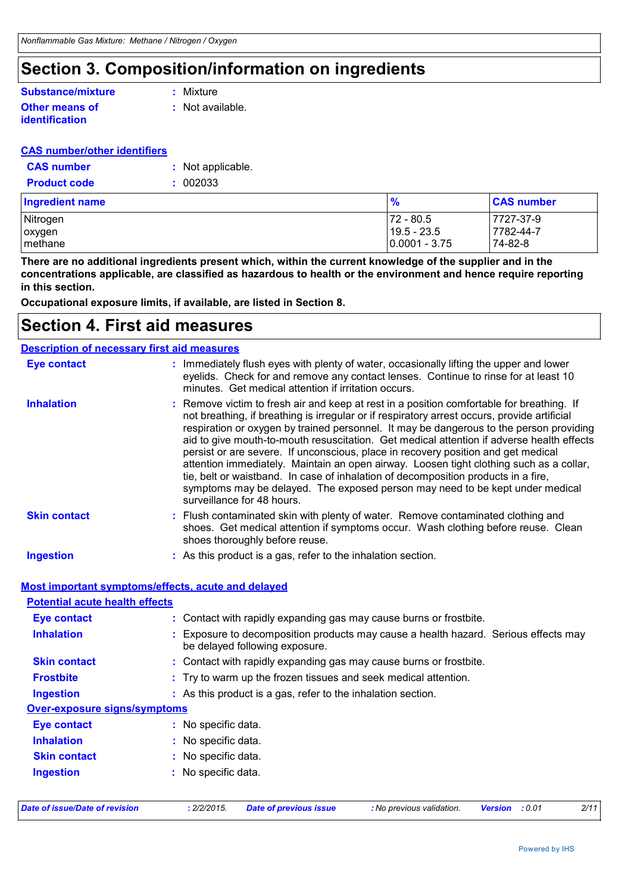# Section 3. Composition/information on ingredients

**Substance/mixture** : Mixture

**Other means of identification** : Not available.

**CAS number/other identifiers**

**CAS number** : Not applicable.

**Product code** : 002033

| Ingredient name | % | CAS number |
|---|---|---|
| Nitrogen | 72 - 80.5 | 7727-37-9 |
| oxygen | 19.5 - 23.5 | 7782-44-7 |
| methane | 0.0001 - 3.75 | 74-82-8 |

**There are no additional ingredients present which, within the current knowledge of the supplier and in the concentrations applicable, are classified as hazardous to health or the environment and hence require reporting in this section.**

**Occupational exposure limits, if available, are listed in Section 8.**

# Section 4. First aid measures

**Description of necessary first aid measures**

**Eye contact** : Immediately flush eyes with plenty of water, occasionally lifting the upper and lower eyelids. Check for and remove any contact lenses. Continue to rinse for at least 10 minutes. Get medical attention if irritation occurs.

**Inhalation** : Remove victim to fresh air and keep at rest in a position comfortable for breathing. If not breathing, if breathing is irregular or if respiratory arrest occurs, provide artificial respiration or oxygen by trained personnel. It may be dangerous to the person providing aid to give mouth-to-mouth resuscitation. Get medical attention if adverse health effects persist or are severe. If unconscious, place in recovery position and get medical attention immediately. Maintain an open airway. Loosen tight clothing such as a collar, tie, belt or waistband. In case of inhalation of decomposition products in a fire, symptoms may be delayed. The exposed person may need to be kept under medical surveillance for 48 hours.

**Skin contact** : Flush contaminated skin with plenty of water. Remove contaminated clothing and shoes. Get medical attention if symptoms occur. Wash clothing before reuse. Clean shoes thoroughly before reuse.

**Ingestion** : As this product is a gas, refer to the inhalation section.

**Most important symptoms/effects, acute and delayed**

**Potential acute health effects**

**Eye contact** : Contact with rapidly expanding gas may cause burns or frostbite.

**Inhalation** : Exposure to decomposition products may cause a health hazard. Serious effects may be delayed following exposure.

**Skin contact** : Contact with rapidly expanding gas may cause burns or frostbite.

**Frostbite** : Try to warm up the frozen tissues and seek medical attention.

**Ingestion** : As this product is a gas, refer to the inhalation section.

**Over-exposure signs/symptoms**

**Eye contact** : No specific data.

**Inhalation** : No specific data.

**Skin contact** : No specific data.

**Ingestion** : No specific data.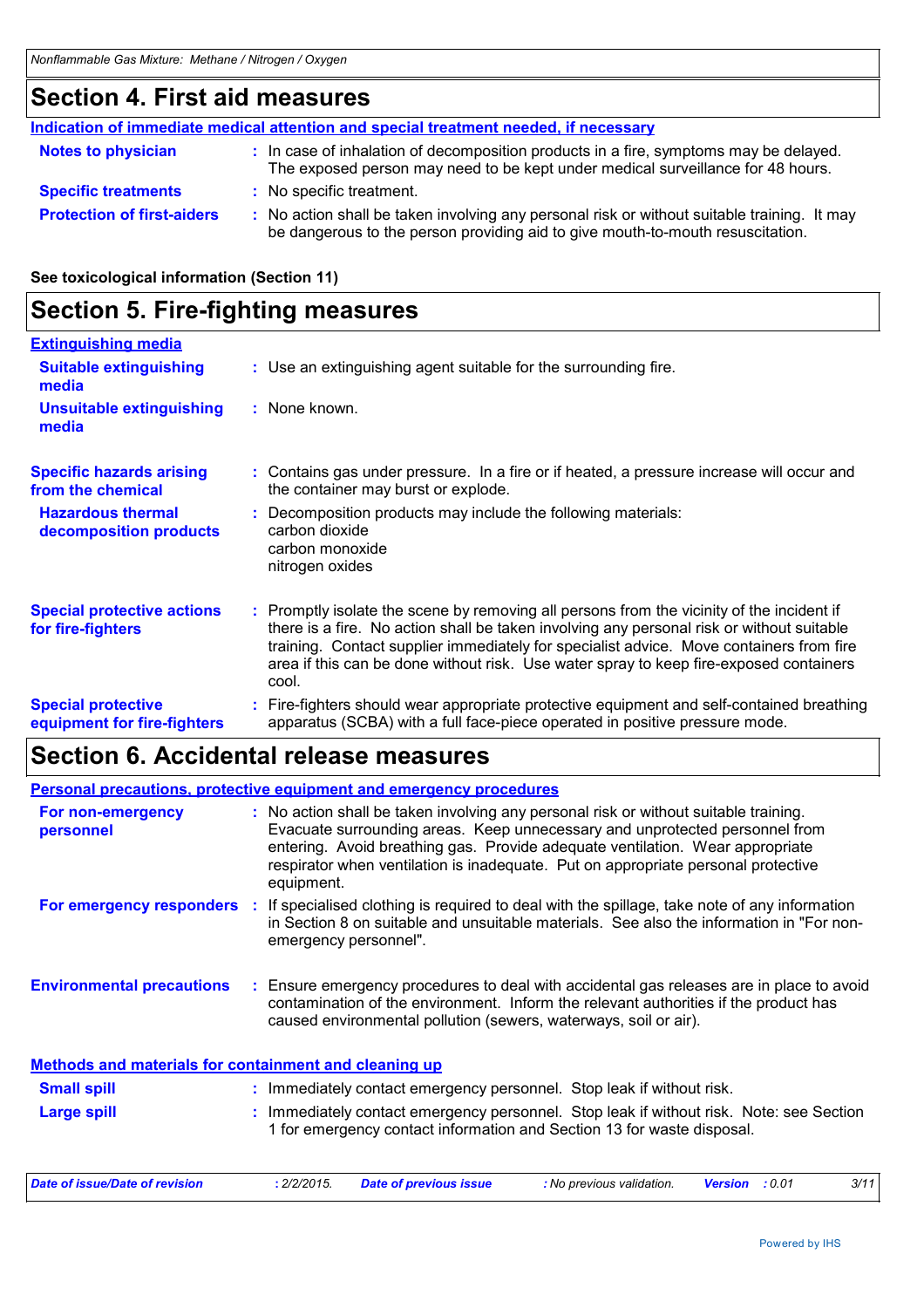## Section 4. First aid measures

**Indication of immediate medical attention and special treatment needed, if necessary**

**Notes to physician** : In case of inhalation of decomposition products in a fire, symptoms may be delayed. The exposed person may need to be kept under medical surveillance for 48 hours.

**Specific treatments** : No specific treatment.

**Protection of first-aiders** : No action shall be taken involving any personal risk or without suitable training. It may be dangerous to the person providing aid to give mouth-to-mouth resuscitation.

**See toxicological information (Section 11)**

## Section 5. Fire-fighting measures

**Extinguishing media**

**Suitable extinguishing media** : Use an extinguishing agent suitable for the surrounding fire.

**Unsuitable extinguishing media** : None known.

**Specific hazards arising from the chemical** : Contains gas under pressure. In a fire or if heated, a pressure increase will occur and the container may burst or explode.

**Hazardous thermal decomposition products** : Decomposition products may include the following materials:
carbon dioxide
carbon monoxide
nitrogen oxides

**Special protective actions for fire-fighters** : Promptly isolate the scene by removing all persons from the vicinity of the incident if there is a fire. No action shall be taken involving any personal risk or without suitable training. Contact supplier immediately for specialist advice. Move containers from fire area if this can be done without risk. Use water spray to keep fire-exposed containers cool.

**Special protective equipment for fire-fighters** : Fire-fighters should wear appropriate protective equipment and self-contained breathing apparatus (SCBA) with a full face-piece operated in positive pressure mode.

## Section 6. Accidental release measures

**Personal precautions, protective equipment and emergency procedures**

**For non-emergency personnel** : No action shall be taken involving any personal risk or without suitable training. Evacuate surrounding areas. Keep unnecessary and unprotected personnel from entering. Avoid breathing gas. Provide adequate ventilation. Wear appropriate respirator when ventilation is inadequate. Put on appropriate personal protective equipment.

**For emergency responders** : If specialised clothing is required to deal with the spillage, take note of any information in Section 8 on suitable and unsuitable materials. See also the information in "For non-emergency personnel".

**Environmental precautions** : Ensure emergency procedures to deal with accidental gas releases are in place to avoid contamination of the environment. Inform the relevant authorities if the product has caused environmental pollution (sewers, waterways, soil or air).

**Methods and materials for containment and cleaning up**

**Small spill** : Immediately contact emergency personnel. Stop leak if without risk.

**Large spill** : Immediately contact emergency personnel. Stop leak if without risk. Note: see Section 1 for emergency contact information and Section 13 for waste disposal.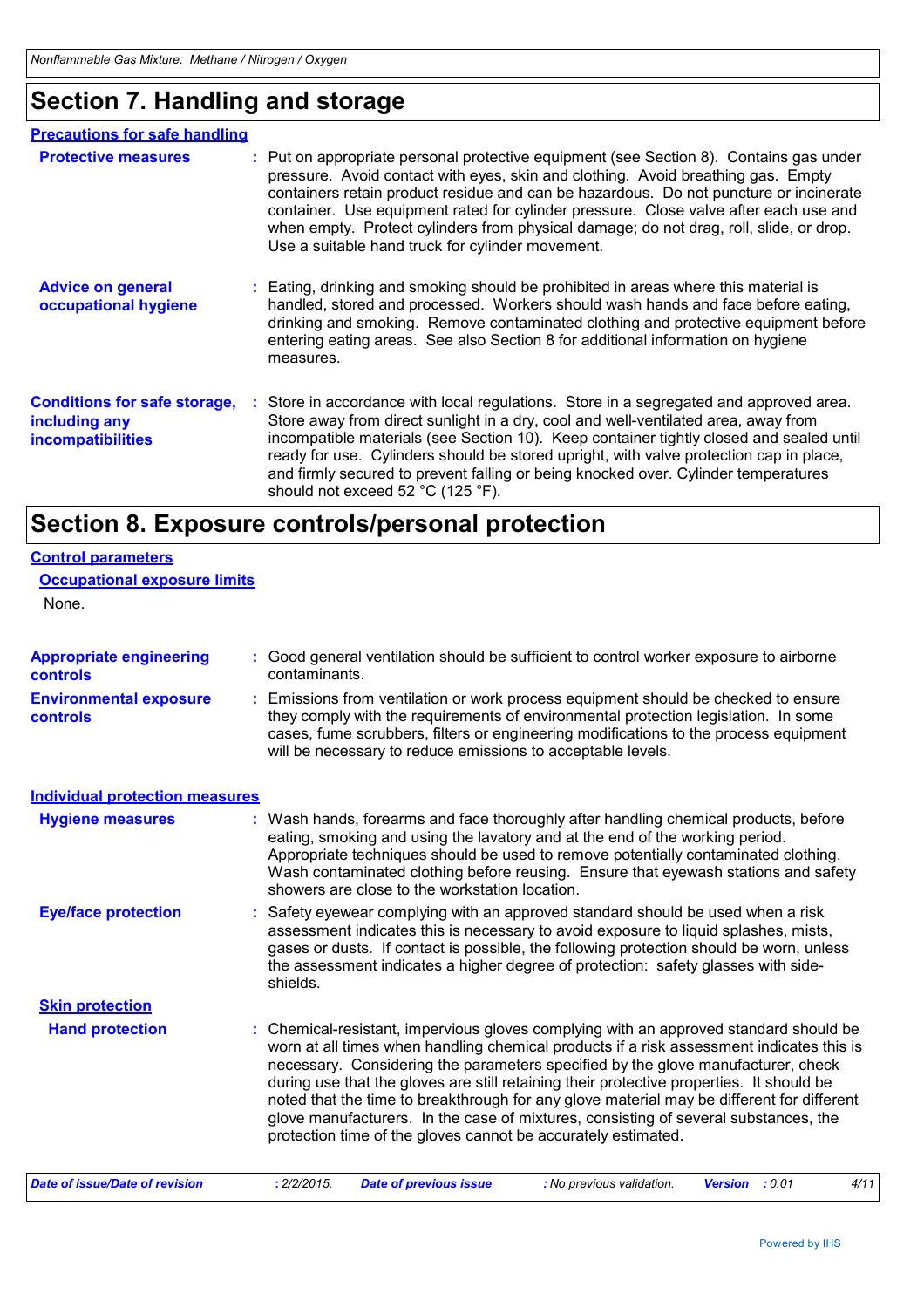# Section 7. Handling and storage

## Precautions for safe handling

**Protective measures** : Put on appropriate personal protective equipment (see Section 8). Contains gas under pressure. Avoid contact with eyes, skin and clothing. Avoid breathing gas. Empty containers retain product residue and can be hazardous. Do not puncture or incinerate container. Use equipment rated for cylinder pressure. Close valve after each use and when empty. Protect cylinders from physical damage; do not drag, roll, slide, or drop. Use a suitable hand truck for cylinder movement.

**Advice on general occupational hygiene** : Eating, drinking and smoking should be prohibited in areas where this material is handled, stored and processed. Workers should wash hands and face before eating, drinking and smoking. Remove contaminated clothing and protective equipment before entering eating areas. See also Section 8 for additional information on hygiene measures.

**Conditions for safe storage, including any incompatibilities** : Store in accordance with local regulations. Store in a segregated and approved area. Store away from direct sunlight in a dry, cool and well-ventilated area, away from incompatible materials (see Section 10). Keep container tightly closed and sealed until ready for use. Cylinders should be stored upright, with valve protection cap in place, and firmly secured to prevent falling or being knocked over. Cylinder temperatures should not exceed 52 °C (125 °F).

# Section 8. Exposure controls/personal protection

## Control parameters

### Occupational exposure limits

None.

**Appropriate engineering controls** : Good general ventilation should be sufficient to control worker exposure to airborne contaminants.

**Environmental exposure controls** : Emissions from ventilation or work process equipment should be checked to ensure they comply with the requirements of environmental protection legislation. In some cases, fume scrubbers, filters or engineering modifications to the process equipment will be necessary to reduce emissions to acceptable levels.

## Individual protection measures

**Hygiene measures** : Wash hands, forearms and face thoroughly after handling chemical products, before eating, smoking and using the lavatory and at the end of the working period. Appropriate techniques should be used to remove potentially contaminated clothing. Wash contaminated clothing before reusing. Ensure that eyewash stations and safety showers are close to the workstation location.

**Eye/face protection** : Safety eyewear complying with an approved standard should be used when a risk assessment indicates this is necessary to avoid exposure to liquid splashes, mists, gases or dusts. If contact is possible, the following protection should be worn, unless the assessment indicates a higher degree of protection: safety glasses with side-shields.

### Skin protection

**Hand protection** : Chemical-resistant, impervious gloves complying with an approved standard should be worn at all times when handling chemical products if a risk assessment indicates this is necessary. Considering the parameters specified by the glove manufacturer, check during use that the gloves are still retaining their protective properties. It should be noted that the time to breakthrough for any glove material may be different for different glove manufacturers. In the case of mixtures, consisting of several substances, the protection time of the gloves cannot be accurately estimated.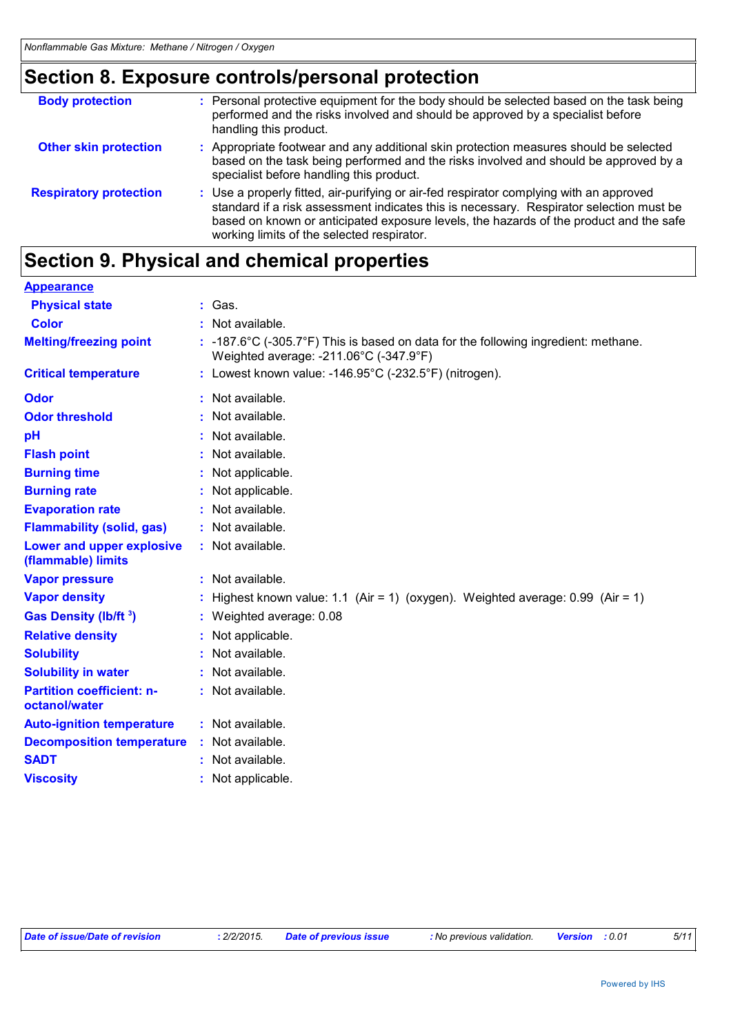## Section 8. Exposure controls/personal protection

| | |
|---|---|
| **Body protection** | : Personal protective equipment for the body should be selected based on the task being performed and the risks involved and should be approved by a specialist before handling this product. |
| **Other skin protection** | : Appropriate footwear and any additional skin protection measures should be selected based on the task being performed and the risks involved and should be approved by a specialist before handling this product. |
| **Respiratory protection** | : Use a properly fitted, air-purifying or air-fed respirator complying with an approved standard if a risk assessment indicates this is necessary. Respirator selection must be based on known or anticipated exposure levels, the hazards of the product and the safe working limits of the selected respirator. |

## Section 9. Physical and chemical properties

**Appearance**

| | |
|---|---|
| **Physical state** | : Gas. |
| **Color** | : Not available. |
| **Melting/freezing point** | : -187.6°C (-305.7°F) This is based on data for the following ingredient: methane. Weighted average: -211.06°C (-347.9°F) |
| **Critical temperature** | : Lowest known value: -146.95°C (-232.5°F) (nitrogen). |
| **Odor** | : Not available. |
| **Odor threshold** | : Not available. |
| **pH** | : Not available. |
| **Flash point** | : Not available. |
| **Burning time** | : Not applicable. |
| **Burning rate** | : Not applicable. |
| **Evaporation rate** | : Not available. |
| **Flammability (solid, gas)** | : Not available. |
| **Lower and upper explosive (flammable) limits** | : Not available. |
| **Vapor pressure** | : Not available. |
| **Vapor density** | : Highest known value: 1.1 (Air = 1) (oxygen). Weighted average: 0.99 (Air = 1) |
| **Gas Density (lb/ft $^3$)** | : Weighted average: 0.08 |
| **Relative density** | : Not applicable. |
| **Solubility** | : Not available. |
| **Solubility in water** | : Not available. |
| **Partition coefficient: n-octanol/water** | : Not available. |
| **Auto-ignition temperature** | : Not available. |
| **Decomposition temperature** | : Not available. |
| **SADT** | : Not available. |
| **Viscosity** | : Not applicable. |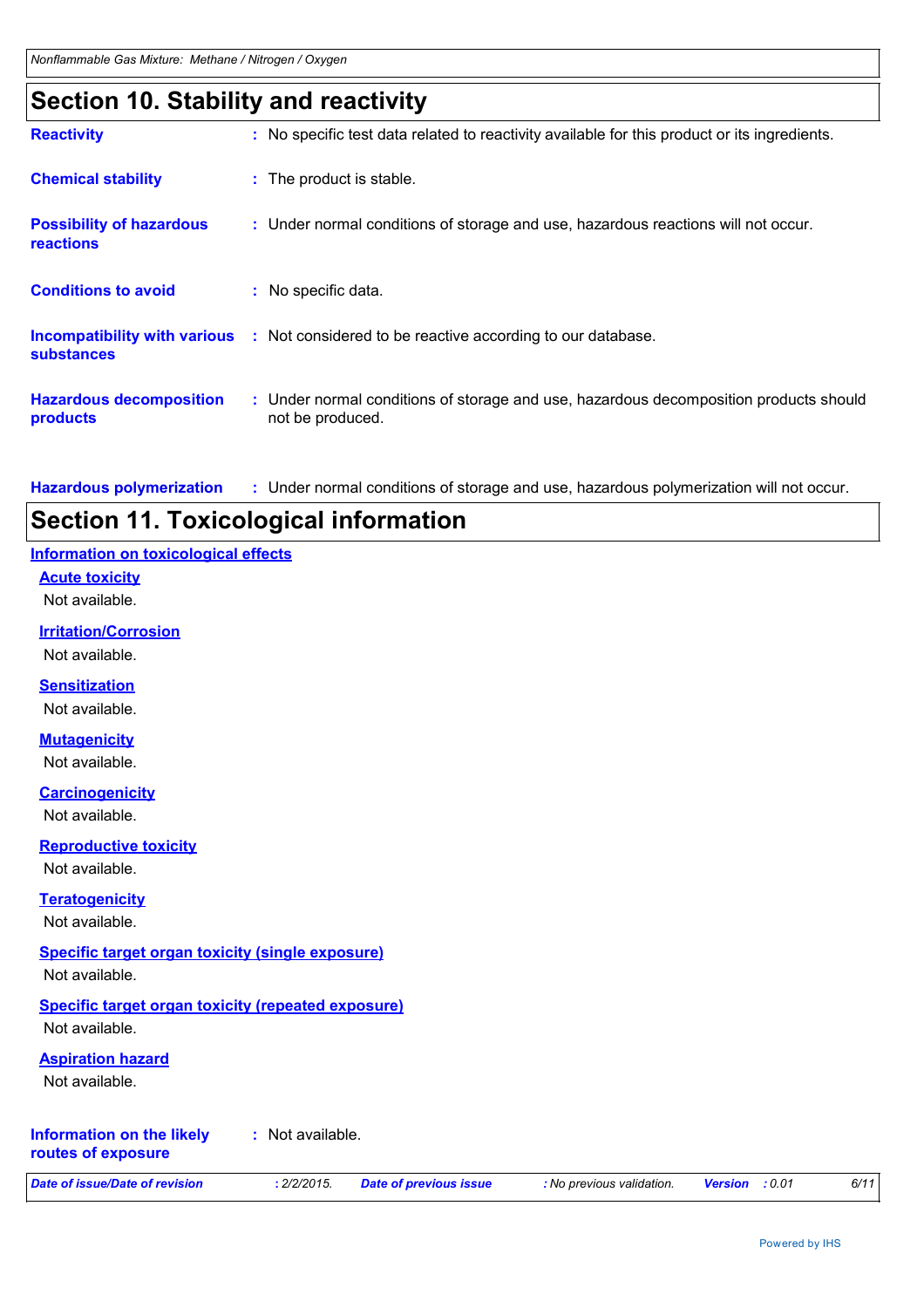## Section 10. Stability and reactivity

**Reactivity** : No specific test data related to reactivity available for this product or its ingredients.

**Chemical stability** : The product is stable.

**Possibility of hazardous reactions** : Under normal conditions of storage and use, hazardous reactions will not occur.

**Conditions to avoid** : No specific data.

**Incompatibility with various substances** : Not considered to be reactive according to our database.

**Hazardous decomposition products** : Under normal conditions of storage and use, hazardous decomposition products should not be produced.

**Hazardous polymerization** : Under normal conditions of storage and use, hazardous polymerization will not occur.

## Section 11. Toxicological information

### Information on toxicological effects

**Acute toxicity**

Not available.

**Irritation/Corrosion**

Not available.

**Sensitization**

Not available.

**Mutagenicity**

Not available.

**Carcinogenicity**

Not available.

**Reproductive toxicity**

Not available.

**Teratogenicity**

Not available.

**Specific target organ toxicity (single exposure)**

Not available.

**Specific target organ toxicity (repeated exposure)**

Not available.

**Aspiration hazard**

Not available.

**Information on the likely routes of exposure** : Not available.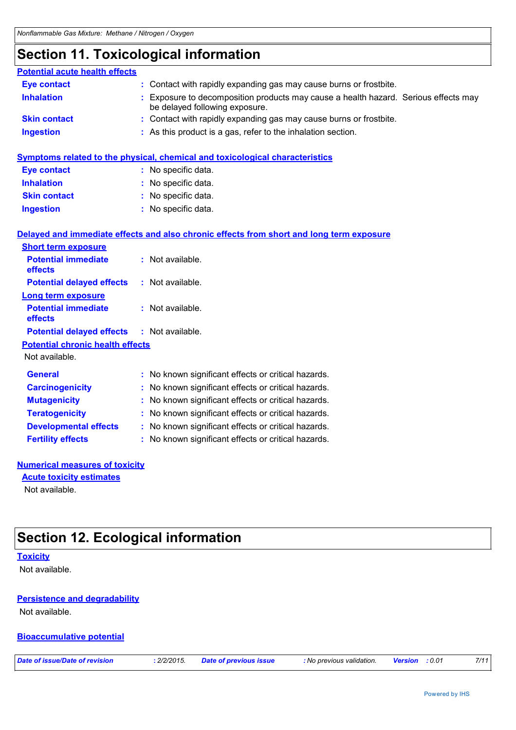# Section 11. Toxicological information

**Potential acute health effects**

| | |
|---|---|
| **Eye contact** | : Contact with rapidly expanding gas may cause burns or frostbite. |
| **Inhalation** | : Exposure to decomposition products may cause a health hazard. Serious effects may be delayed following exposure. |
| **Skin contact** | : Contact with rapidly expanding gas may cause burns or frostbite. |
| **Ingestion** | : As this product is a gas, refer to the inhalation section. |

**Symptoms related to the physical, chemical and toxicological characteristics**

| | |
|---|---|
| **Eye contact** | : No specific data. |
| **Inhalation** | : No specific data. |
| **Skin contact** | : No specific data. |
| **Ingestion** | : No specific data. |

**Delayed and immediate effects and also chronic effects from short and long term exposure**

**Short term exposure**

| | |
|---|---|
| **Potential immediate effects** | : Not available. |
| **Potential delayed effects** | : Not available. |

**Long term exposure**

| | |
|---|---|
| **Potential immediate effects** | : Not available. |
| **Potential delayed effects** | : Not available. |

**Potential chronic health effects**

Not available.

| | |
|---|---|
| **General** | : No known significant effects or critical hazards. |
| **Carcinogenicity** | : No known significant effects or critical hazards. |
| **Mutagenicity** | : No known significant effects or critical hazards. |
| **Teratogenicity** | : No known significant effects or critical hazards. |
| **Developmental effects** | : No known significant effects or critical hazards. |
| **Fertility effects** | : No known significant effects or critical hazards. |

**Numerical measures of toxicity**

**Acute toxicity estimates**

Not available.

# Section 12. Ecological information

**Toxicity**

Not available.

**Persistence and degradability**

Not available.

**Bioaccumulative potential**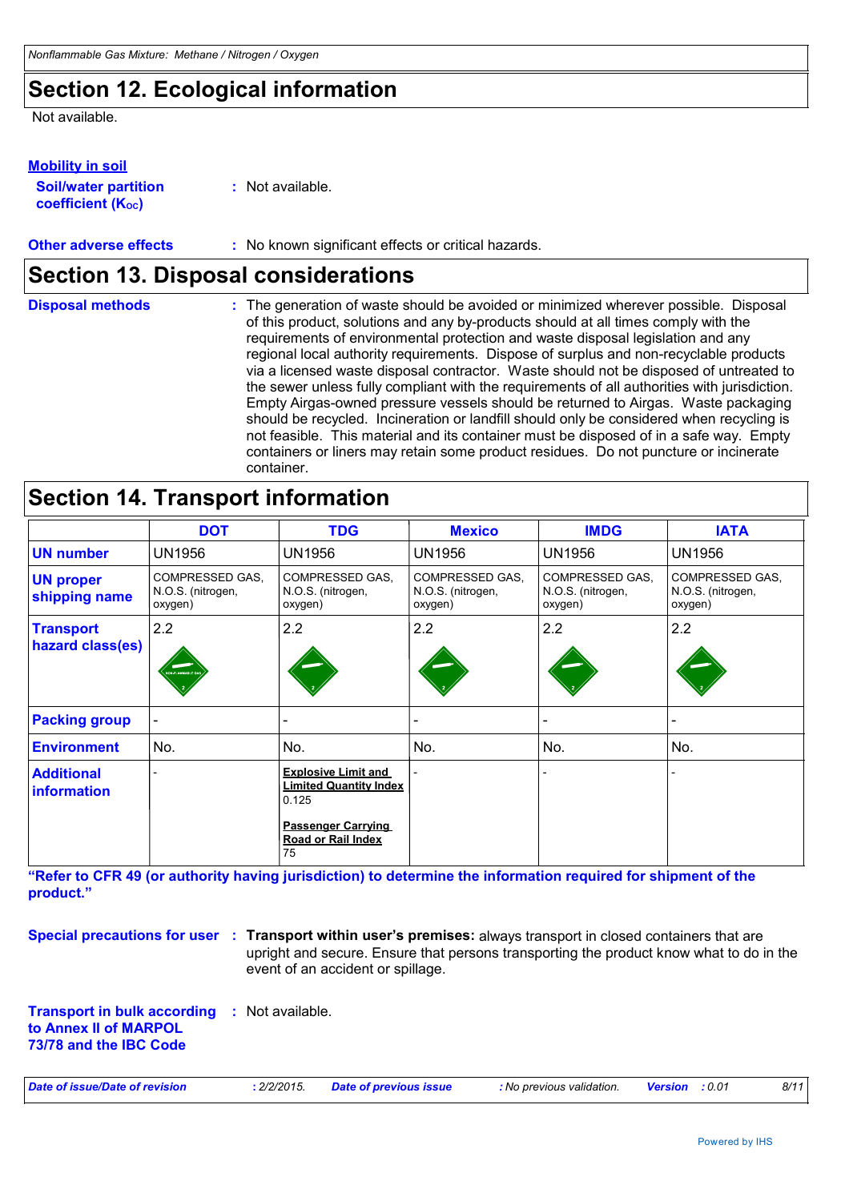## Section 12. Ecological information

Not available.

**Mobility in soil**

**Soil/water partition coefficient ($K_{OC}$)** : Not available.

**Other adverse effects** : No known significant effects or critical hazards.

## Section 13. Disposal considerations

**Disposal methods** : The generation of waste should be avoided or minimized wherever possible. Disposal of this product, solutions and any by-products should at all times comply with the requirements of environmental protection and waste disposal legislation and any regional local authority requirements. Dispose of surplus and non-recyclable products via a licensed waste disposal contractor. Waste should not be disposed of untreated to the sewer unless fully compliant with the requirements of all authorities with jurisdiction. Empty Airgas-owned pressure vessels should be returned to Airgas. Waste packaging should be recycled. Incineration or landfill should only be considered when recycling is not feasible. This material and its container must be disposed of in a safe way. Empty containers or liners may retain some product residues. Do not puncture or incinerate container.

## Section 14. Transport information

| | DOT | TDG | Mexico | IMDG | IATA |
|---|---|---|---|---|---|
| **UN number** | UN1956 | UN1956 | UN1956 | UN1956 | UN1956 |
| **UN proper shipping name** | COMPRESSED GAS, N.O.S. (nitrogen, oxygen) | COMPRESSED GAS, N.O.S. (nitrogen, oxygen) | COMPRESSED GAS, N.O.S. (nitrogen, oxygen) | COMPRESSED GAS, N.O.S. (nitrogen, oxygen) | COMPRESSED GAS, N.O.S. (nitrogen, oxygen) |
| **Transport hazard class(es)** | 2.2 | 2.2 | 2.2 | 2.2 | 2.2 |
| **Packing group** | - | - | - | - | - |
| **Environment** | No. | No. | No. | No. | No. |
| **Additional information** | - | **Explosive Limit and Limited Quantity Index** 0.125 **Passenger Carrying Road or Rail Index** 75 | - | - | - |

**"Refer to CFR 49 (or authority having jurisdiction) to determine the information required for shipment of the product."**

**Special precautions for user** : **Transport within user's premises:** always transport in closed containers that are upright and secure. Ensure that persons transporting the product know what to do in the event of an accident or spillage.

**Transport in bulk according to Annex II of MARPOL 73/78 and the IBC Code** : Not available.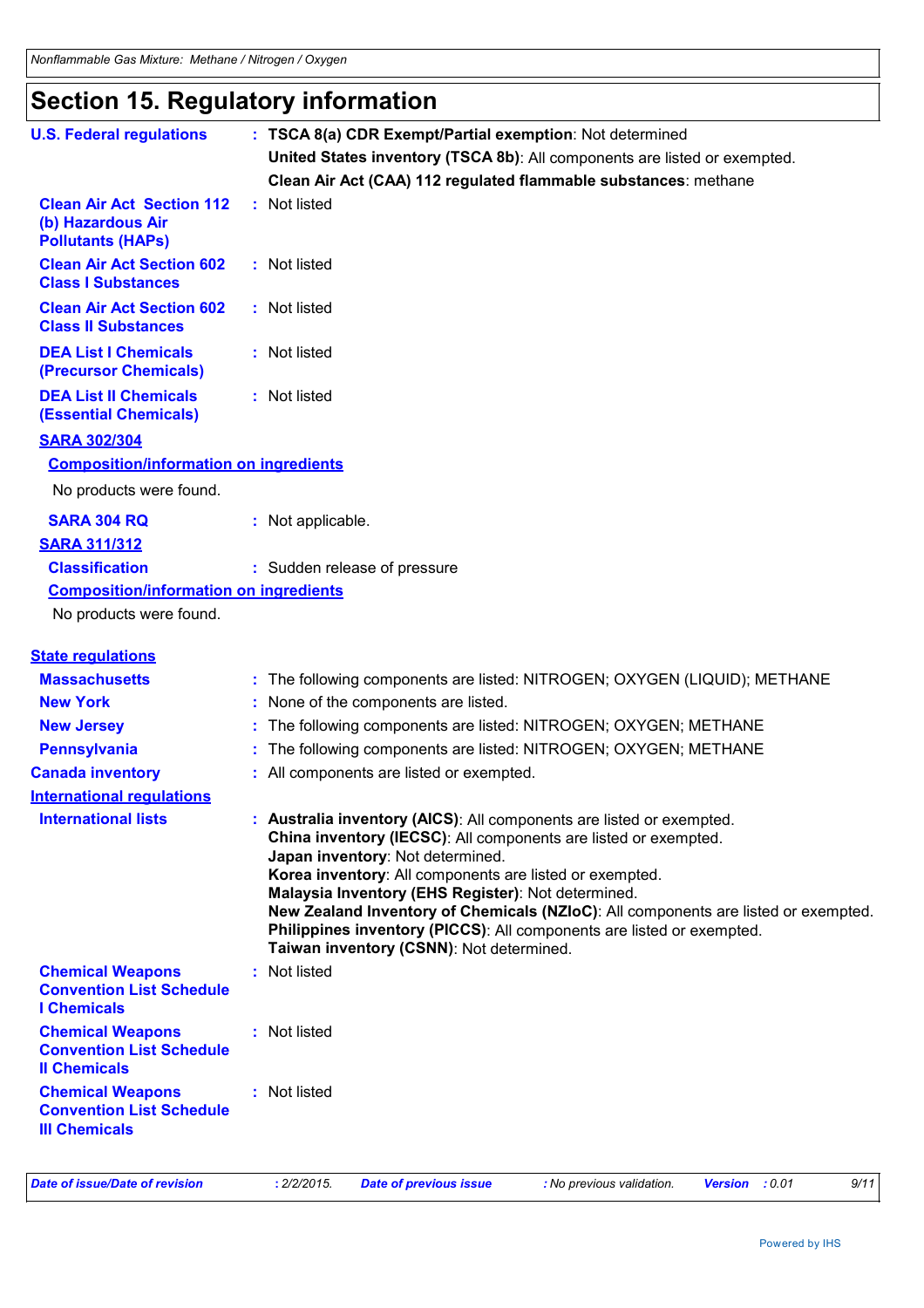# Section 15. Regulatory information

**U.S. Federal regulations** : **TSCA 8(a) CDR Exempt/Partial exemption**: Not determined
**United States inventory (TSCA 8b)**: All components are listed or exempted.
**Clean Air Act (CAA) 112 regulated flammable substances**: methane

**Clean Air Act Section 112 (b) Hazardous Air Pollutants (HAPs)** : Not listed

**Clean Air Act Section 602 Class I Substances** : Not listed

**Clean Air Act Section 602 Class II Substances** : Not listed

**DEA List I Chemicals (Precursor Chemicals)** : Not listed

**DEA List II Chemicals (Essential Chemicals)** : Not listed

**SARA 302/304**

**Composition/information on ingredients**

No products were found.

**SARA 304 RQ** : Not applicable.

**SARA 311/312**

**Classification** : Sudden release of pressure

**Composition/information on ingredients**

No products were found.

**State regulations**

**Massachusetts** : The following components are listed: NITROGEN; OXYGEN (LIQUID); METHANE

**New York** : None of the components are listed.

**New Jersey** : The following components are listed: NITROGEN; OXYGEN; METHANE

**Pennsylvania** : The following components are listed: NITROGEN; OXYGEN; METHANE

**Canada inventory** : All components are listed or exempted.

**International regulations**

**International lists** : **Australia inventory (AICS)**: All components are listed or exempted.
**China inventory (IECSC)**: All components are listed or exempted.
**Japan inventory**: Not determined.
**Korea inventory**: All components are listed or exempted.
**Malaysia Inventory (EHS Register)**: Not determined.
**New Zealand Inventory of Chemicals (NZIoC)**: All components are listed or exempted.
**Philippines inventory (PICCS)**: All components are listed or exempted.
**Taiwan inventory (CSNN)**: Not determined.

**Chemical Weapons Convention List Schedule I Chemicals** : Not listed

**Chemical Weapons Convention List Schedule II Chemicals** : Not listed

**Chemical Weapons Convention List Schedule III Chemicals** : Not listed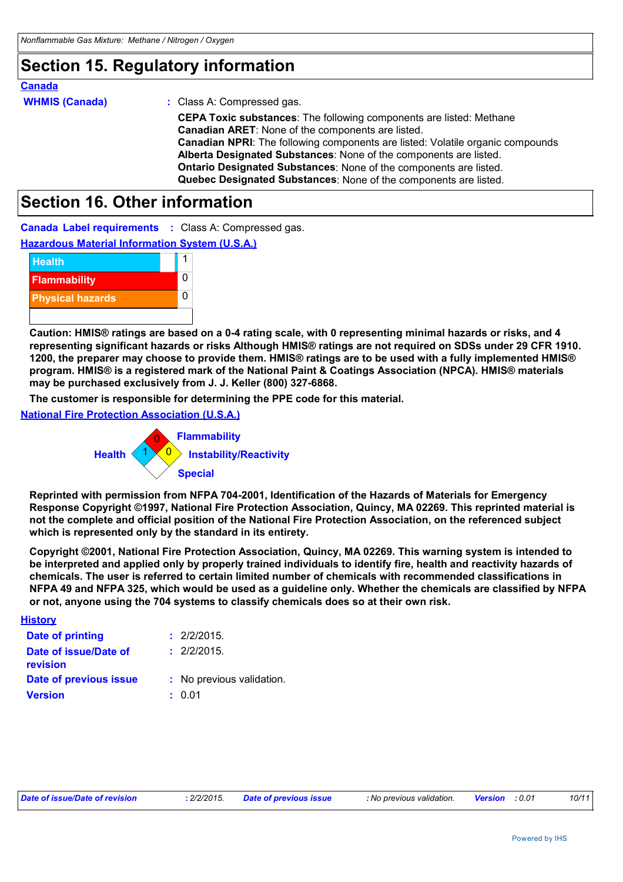## Section 15. Regulatory information

**Canada**

**WHMIS (Canada)** : Class A: Compressed gas.

**CEPA Toxic substances**: The following components are listed: Methane
**Canadian ARET**: None of the components are listed.
**Canadian NPRI**: The following components are listed: Volatile organic compounds
**Alberta Designated Substances**: None of the components are listed.
**Ontario Designated Substances**: None of the components are listed.
**Quebec Designated Substances**: None of the components are listed.

## Section 16. Other information

**Canada Label requirements** : Class A: Compressed gas.

**Hazardous Material Information System (U.S.A.)**

| | |
|---|---|
| Health | 1 |
| Flammability | 0 |
| Physical hazards | 0 |
| | |

**Caution: HMIS® ratings are based on a 0-4 rating scale, with 0 representing minimal hazards or risks, and 4 representing significant hazards or risks Although HMIS® ratings are not required on SDSs under 29 CFR 1910. 1200, the preparer may choose to provide them. HMIS® ratings are to be used with a fully implemented HMIS® program. HMIS® is a registered mark of the National Paint & Coatings Association (NPCA). HMIS® materials may be purchased exclusively from J. J. Keller (800) 327-6868.**

**The customer is responsible for determining the PPE code for this material.**

**National Fire Protection Association (U.S.A.)**

Flammability: 0
Health: 1
Instability/Reactivity: 0
Special:

**Reprinted with permission from NFPA 704-2001, Identification of the Hazards of Materials for Emergency Response Copyright ©1997, National Fire Protection Association, Quincy, MA 02269. This reprinted material is not the complete and official position of the National Fire Protection Association, on the referenced subject which is represented only by the standard in its entirety.**

**Copyright ©2001, National Fire Protection Association, Quincy, MA 02269. This warning system is intended to be interpreted and applied only by properly trained individuals to identify fire, health and reactivity hazards of chemicals. The user is referred to certain limited number of chemicals with recommended classifications in NFPA 49 and NFPA 325, which would be used as a guideline only. Whether the chemicals are classified by NFPA or not, anyone using the 704 systems to classify chemicals does so at their own risk.**

**History**

**Date of printing** : 2/2/2015.
**Date of issue/Date of revision** : 2/2/2015.
**Date of previous issue** : No previous validation.
**Version** : 0.01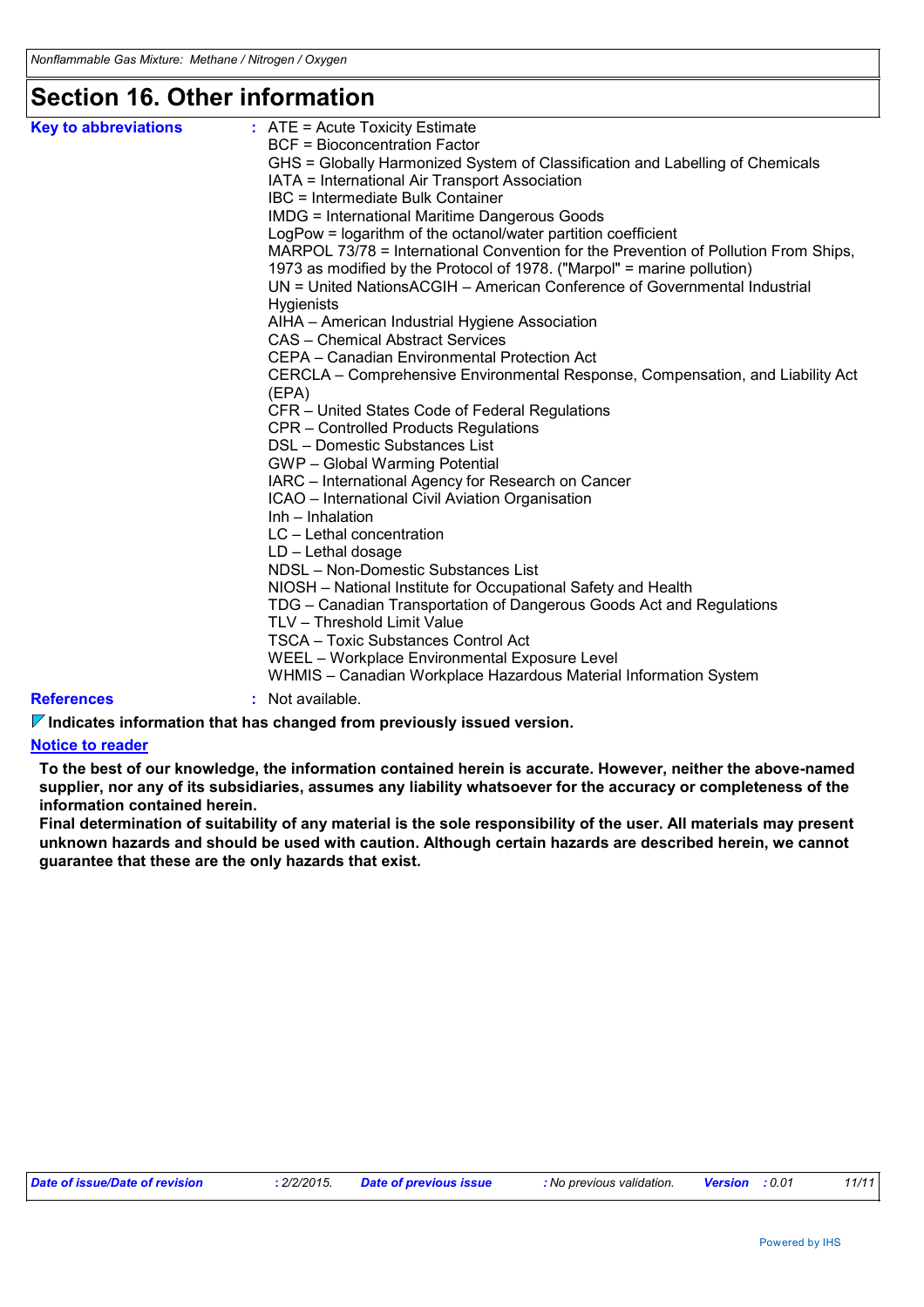## Section 16. Other information

**Key to abbreviations** : ATE = Acute Toxicity Estimate
BCF = Bioconcentration Factor
GHS = Globally Harmonized System of Classification and Labelling of Chemicals
IATA = International Air Transport Association
IBC = Intermediate Bulk Container
IMDG = International Maritime Dangerous Goods
LogPow = logarithm of the octanol/water partition coefficient
MARPOL 73/78 = International Convention for the Prevention of Pollution From Ships, 1973 as modified by the Protocol of 1978. ("Marpol" = marine pollution)
UN = United NationsACGIH – American Conference of Governmental Industrial Hygienists
AIHA – American Industrial Hygiene Association
CAS – Chemical Abstract Services
CEPA – Canadian Environmental Protection Act
CERCLA – Comprehensive Environmental Response, Compensation, and Liability Act (EPA)
CFR – United States Code of Federal Regulations
CPR – Controlled Products Regulations
DSL – Domestic Substances List
GWP – Global Warming Potential
IARC – International Agency for Research on Cancer
ICAO – International Civil Aviation Organisation
Inh – Inhalation
LC – Lethal concentration
LD – Lethal dosage
NDSL – Non-Domestic Substances List
NIOSH – National Institute for Occupational Safety and Health
TDG – Canadian Transportation of Dangerous Goods Act and Regulations
TLV – Threshold Limit Value
TSCA – Toxic Substances Control Act
WEEL – Workplace Environmental Exposure Level
WHMIS – Canadian Workplace Hazardous Material Information System

**References** : Not available.

**Indicates information that has changed from previously issued version.**

**Notice to reader**

**To the best of our knowledge, the information contained herein is accurate. However, neither the above-named supplier, nor any of its subsidiaries, assumes any liability whatsoever for the accuracy or completeness of the information contained herein.**
**Final determination of suitability of any material is the sole responsibility of the user. All materials may present unknown hazards and should be used with caution. Although certain hazards are described herein, we cannot guarantee that these are the only hazards that exist.**